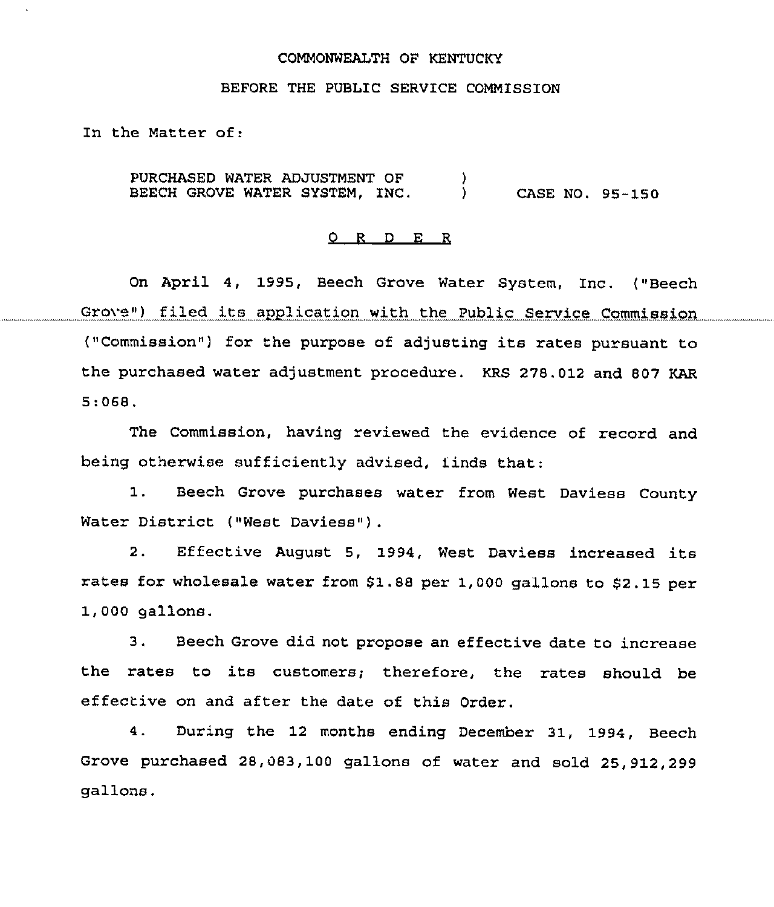COMMONWEALTH OF KENTUCKY

BEFORE THE PUBLIC SERVICE COMMISSION

In the Matter of:

PURCHASED WATER ADJUSTMENT OF BEECH GROVE WATER SYSTEM, INC. ) CASE NO. 95-150

O R D E R

On April 4, 1995, Beech Grove Water System, Inc. ("Beech Grove") filed its application with the Public Service Commission ("Commission") for the purpose of adjusting its rates pursuant to the purchased water adjustment procedure. KRS 278.012 and 807 KAR 5:068.

The Commission, having reviewed the evidence of record and being otherwise sufficiently advised, finds that:

1. Beech Grove purchases water from West Daviess County Water District ("West Daviess").

2. Effective August 5, 1994, West Daviess increased its rates for wholesale water from $1.88 per 1,000 gallons to $2.15 per 1,000 gallons.

3. Beech Grove did not propose an effective date to increase the rates to its customers; therefore, the rates should be effective on and after the date of this Order.

4. During the 12 months ending December 31, 1994, Beech Grove purchased 28,083,100 gallons of water and sold 25,912,299 gallons.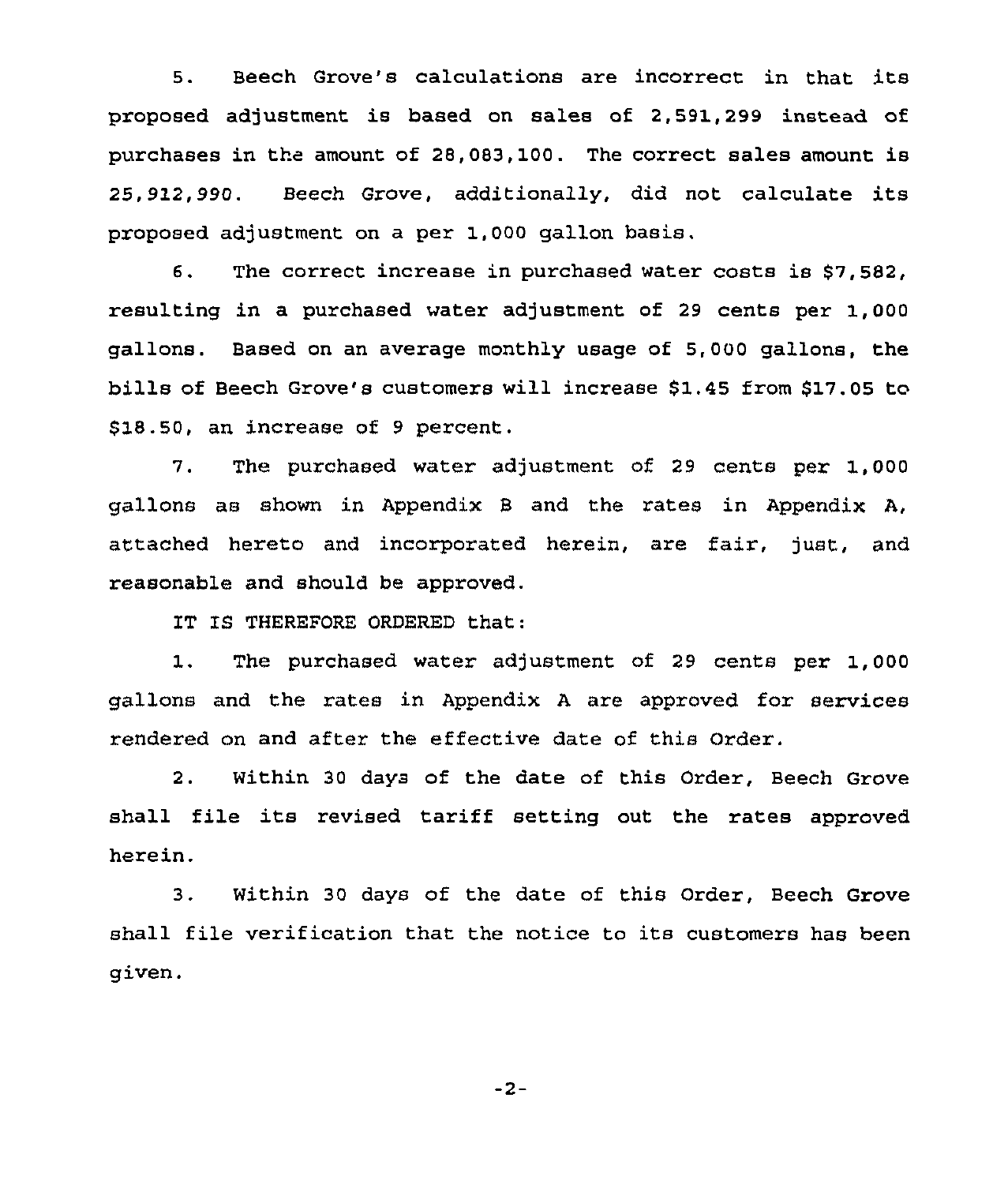5. Beech Grove's calculations are incorrect in that its proposed adjustment is based on sales of 2,591,299 instead of purchases in the amount of 28,083,100. The correct sales amount is 25,912,990. Beech Grove, additionally, did not calculate its proposed adjustment on a per 1,000 gallon basis.

6. The correct increase in purchased water costs is $7,582, resulting in a purchased water adjustment of 29 cents per 1,000 gallons. Based on an average monthly usage of 5,000 gallons, the bills of Beech Grove's customers will increase $1.45 from $17.05 to $18.50, an increase of 9 percent.

7. The purchased water adjustment of 29 cents per 1,000 gallons as shown in Appendix B and the rates in Appendix A, attached hereto and incorporated herein, are fair, just, and reasonable and should be approved.

IT IS THEREFORE ORDERED that:

1. The purchased water adjustment of 29 cents per 1,000 gallons and the rates in Appendix A are approved for services rendered on and after the effective date of this Order.

2. Within 30 days of the date of this Order, Beech Grove shall file its revised tariff setting out the rates approved herein.

3. Within 30 days of the date of this Order, Beech Grove shall file verification that the notice to its customers has been given.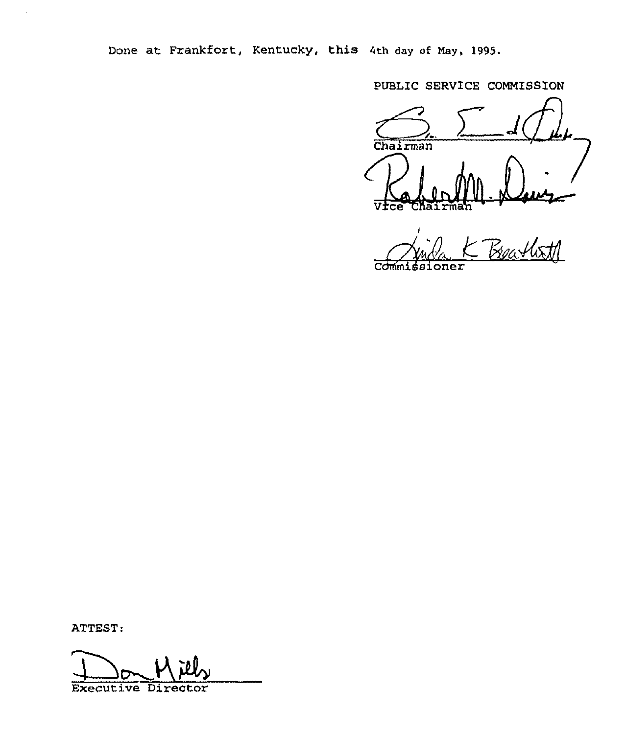Done at Frankfort, Kentucky, this 4th day of May, 1995.

PUBLIC SERVICE COMMISSION

Chairman

Vice Chairman

Commissioner

ATTEST:

Executive Director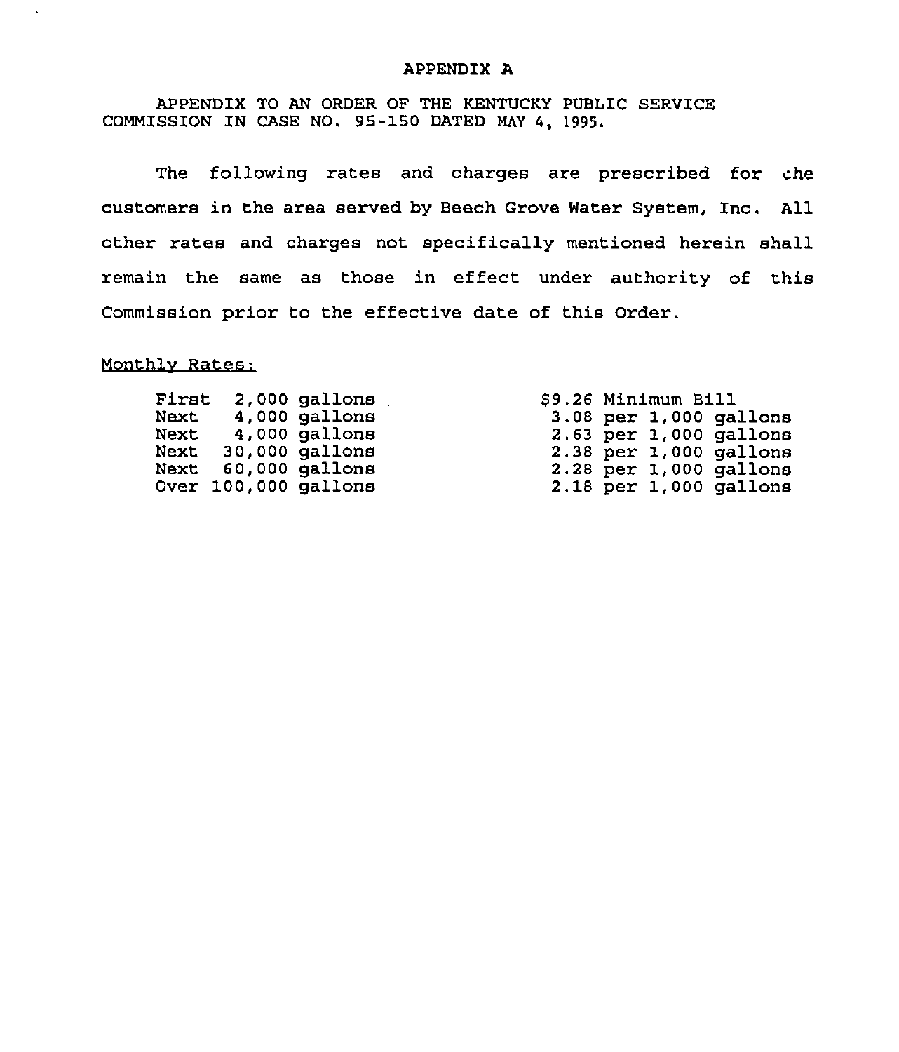# APPENDIX A

APPENDIX TO AN ORDER OF THE KENTUCKY PUBLIC SERVICE COMMISSION IN CASE NO. 95-150 DATED MAY 4, 1995.

The following rates and charges are prescribed for the customers in the area served by Beech Grove Water System, Inc. All other rates and charges not specifically mentioned herein shall remain the same as those in effect under authority of this Commission prior to the effective date of this Order.

Monthly Rates:

| | |
|---|---|
| First 2,000 gallons | $9.26 Minimum Bill |
| Next 4,000 gallons | 3.08 per 1,000 gallons |
| Next 4,000 gallons | 2.63 per 1,000 gallons |
| Next 30,000 gallons | 2.38 per 1,000 gallons |
| Next 60,000 gallons | 2.28 per 1,000 gallons |
| Over 100,000 gallons | 2.18 per 1,000 gallons |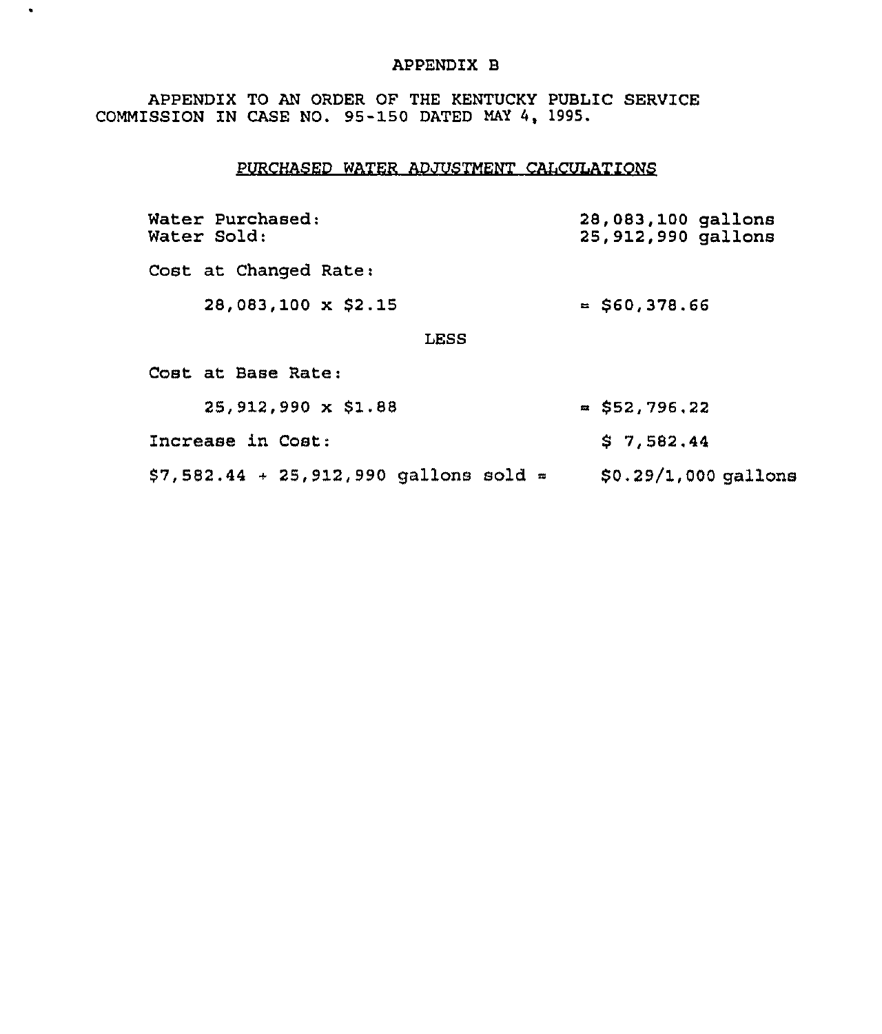APPENDIX B

APPENDIX TO AN ORDER OF THE KENTUCKY PUBLIC SERVICE COMMISSION IN CASE NO. 95-150 DATED MAY 4, 1995.

*PURCHASED WATER ADJUSTMENT CALCULATIONS*

| | |
|---|---|
| Water Purchased: | 28,083,100 gallons |
| Water Sold: | 25,912,990 gallons |
| Cost at Changed Rate: | |
| 28,083,100 x $2.15 | = $60,378.66 |
| LESS | |
| Cost at Base Rate: | |
| 25,912,990 x $1.88 | = $52,796.22 |
| Increase in Cost: | $ 7,582.44 |
| $7,582.44 ÷ 25,912,990 gallons sold = | $0.29/1,000 gallons |